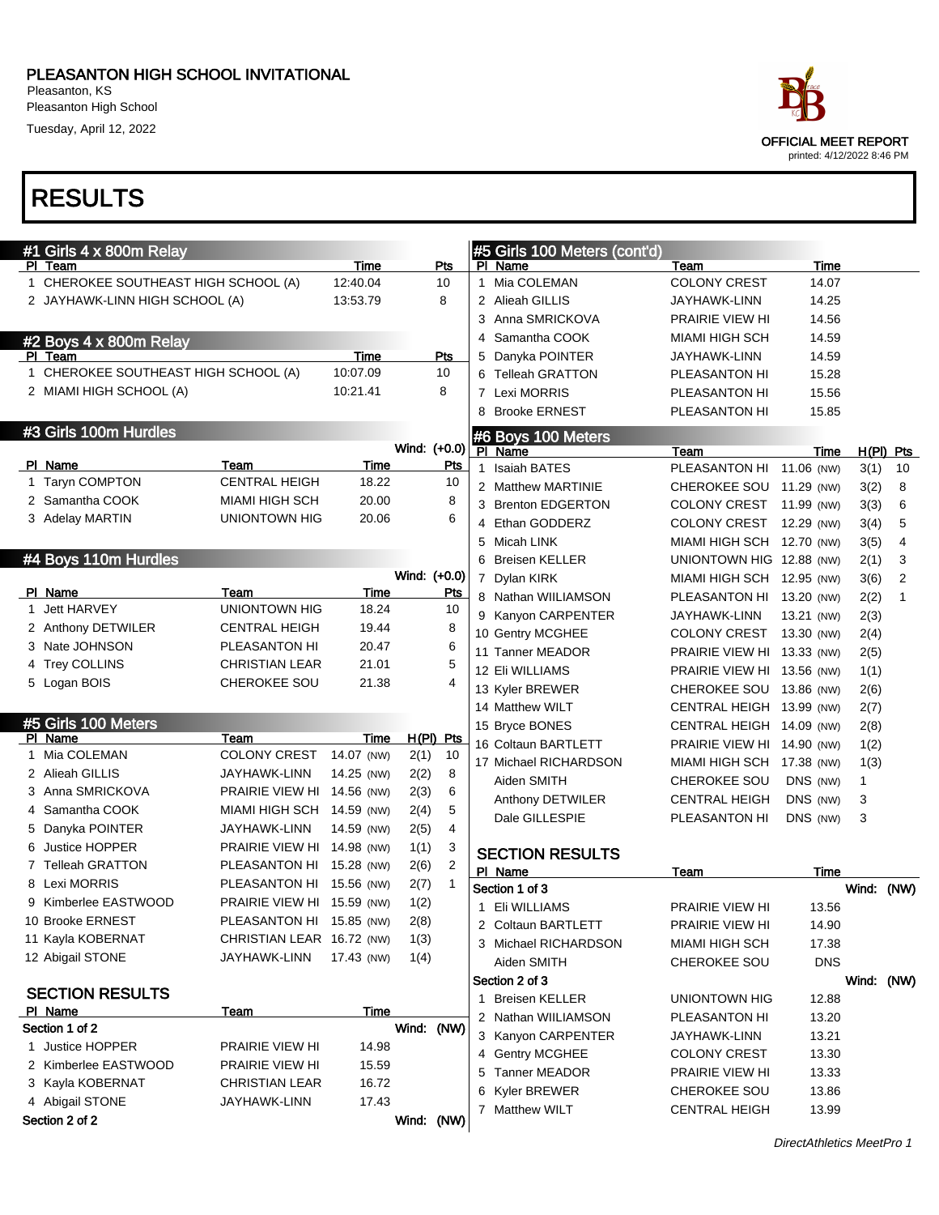# PLEASANTON HIGH SCHOOL INVITATIONAL

Pleasanton, KS
Pleasanton High School
Tuesday, April 12, 2022

OFFICIAL MEET REPORT
printed: 4/12/2022 8:46 PM

# RESULTS

## #1 Girls 4 x 800m Relay

| Pl | Team | Time | Pts |
|---|---|---|---|
| 1 | CHEROKEE SOUTHEAST HIGH SCHOOL (A) | 12:40.04 | 10 |
| 2 | JAYHAWK-LINN HIGH SCHOOL (A) | 13:53.79 | 8 |

## #2 Boys 4 x 800m Relay

| Pl | Team | Time | Pts |
|---|---|---|---|
| 1 | CHEROKEE SOUTHEAST HIGH SCHOOL (A) | 10:07.09 | 10 |
| 2 | MIAMI HIGH SCHOOL (A) | 10:21.41 | 8 |

## #3 Girls 100m Hurdles

Wind: (+0.0)

| Pl | Name | Team | Time | Pts |
|---|---|---|---|---|
| 1 | Taryn COMPTON | CENTRAL HEIGH | 18.22 | 10 |
| 2 | Samantha COOK | MIAMI HIGH SCH | 20.00 | 8 |
| 3 | Adelay MARTIN | UNIONTOWN HIG | 20.06 | 6 |

## #4 Boys 110m Hurdles

Wind: (+0.0)

| Pl | Name | Team | Time | Pts |
|---|---|---|---|---|
| 1 | Jett HARVEY | UNIONTOWN HIG | 18.24 | 10 |
| 2 | Anthony DETWILER | CENTRAL HEIGH | 19.44 | 8 |
| 3 | Nate JOHNSON | PLEASANTON HI | 20.47 | 6 |
| 4 | Trey COLLINS | CHRISTIAN LEAR | 21.01 | 5 |
| 5 | Logan BOIS | CHEROKEE SOU | 21.38 | 4 |

## #5 Girls 100 Meters

| Pl | Name | Team | Time | | H(Pl) | Pts |
|---|---|---|---|---|---|---|
| 1 | Mia COLEMAN | COLONY CREST | 14.07 | (NW) | 2(1) | 10 |
| 2 | Alieah GILLIS | JAYHAWK-LINN | 14.25 | (NW) | 2(2) | 8 |
| 3 | Anna SMRICKOVA | PRAIRIE VIEW HI | 14.56 | (NW) | 2(3) | 6 |
| 4 | Samantha COOK | MIAMI HIGH SCH | 14.59 | (NW) | 2(4) | 5 |
| 5 | Danyka POINTER | JAYHAWK-LINN | 14.59 | (NW) | 2(5) | 4 |
| 6 | Justice HOPPER | PRAIRIE VIEW HI | 14.98 | (NW) | 1(1) | 3 |
| 7 | Telleah GRATTON | PLEASANTON HI | 15.28 | (NW) | 2(6) | 2 |
| 8 | Lexi MORRIS | PLEASANTON HI | 15.56 | (NW) | 2(7) | 1 |
| 9 | Kimberlee EASTWOOD | PRAIRIE VIEW HI | 15.59 | (NW) | 1(2) | |
| 10 | Brooke ERNEST | PLEASANTON HI | 15.85 | (NW) | 2(8) | |
| 11 | Kayla KOBERNAT | CHRISTIAN LEAR | 16.72 | (NW) | 1(3) | |
| 12 | Abigail STONE | JAYHAWK-LINN | 17.43 | (NW) | 1(4) | |

### SECTION RESULTS

Section 1 of 2 — Wind: (NW)

| Pl | Name | Team | Time |
|---|---|---|---|
| 1 | Justice HOPPER | PRAIRIE VIEW HI | 14.98 |
| 2 | Kimberlee EASTWOOD | PRAIRIE VIEW HI | 15.59 |
| 3 | Kayla KOBERNAT | CHRISTIAN LEAR | 16.72 |
| 4 | Abigail STONE | JAYHAWK-LINN | 17.43 |

Section 2 of 2 — Wind: (NW)

## #5 Girls 100 Meters (cont'd)

| Pl | Name | Team | Time |
|---|---|---|---|
| 1 | Mia COLEMAN | COLONY CREST | 14.07 |
| 2 | Alieah GILLIS | JAYHAWK-LINN | 14.25 |
| 3 | Anna SMRICKOVA | PRAIRIE VIEW HI | 14.56 |
| 4 | Samantha COOK | MIAMI HIGH SCH | 14.59 |
| 5 | Danyka POINTER | JAYHAWK-LINN | 14.59 |
| 6 | Telleah GRATTON | PLEASANTON HI | 15.28 |
| 7 | Lexi MORRIS | PLEASANTON HI | 15.56 |
| 8 | Brooke ERNEST | PLEASANTON HI | 15.85 |

## #6 Boys 100 Meters

| Pl | Name | Team | Time | | H(Pl) | Pts |
|---|---|---|---|---|---|---|
| 1 | Isaiah BATES | PLEASANTON HI | 11.06 | (NW) | 3(1) | 10 |
| 2 | Matthew MARTINIE | CHEROKEE SOU | 11.29 | (NW) | 3(2) | 8 |
| 3 | Brenton EDGERTON | COLONY CREST | 11.99 | (NW) | 3(3) | 6 |
| 4 | Ethan GODDERZ | COLONY CREST | 12.29 | (NW) | 3(4) | 5 |
| 5 | Micah LINK | MIAMI HIGH SCH | 12.70 | (NW) | 3(5) | 4 |
| 6 | Breisen KELLER | UNIONTOWN HIG | 12.88 | (NW) | 2(1) | 3 |
| 7 | Dylan KIRK | MIAMI HIGH SCH | 12.95 | (NW) | 3(6) | 2 |
| 8 | Nathan WIILIAMSON | PLEASANTON HI | 13.20 | (NW) | 2(2) | 1 |
| 9 | Kanyon CARPENTER | JAYHAWK-LINN | 13.21 | (NW) | 2(3) | |
| 10 | Gentry MCGHEE | COLONY CREST | 13.30 | (NW) | 2(4) | |
| 11 | Tanner MEADOR | PRAIRIE VIEW HI | 13.33 | (NW) | 2(5) | |
| 12 | Eli WILLIAMS | PRAIRIE VIEW HI | 13.56 | (NW) | 1(1) | |
| 13 | Kyler BREWER | CHEROKEE SOU | 13.86 | (NW) | 2(6) | |
| 14 | Matthew WILT | CENTRAL HEIGH | 13.99 | (NW) | 2(7) | |
| 15 | Bryce BONES | CENTRAL HEIGH | 14.09 | (NW) | 2(8) | |
| 16 | Coltaun BARTLETT | PRAIRIE VIEW HI | 14.90 | (NW) | 1(2) | |
| 17 | Michael RICHARDSON | MIAMI HIGH SCH | 17.38 | (NW) | 1(3) | |
| | Aiden SMITH | CHEROKEE SOU | DNS | (NW) | 1 | |
| | Anthony DETWILER | CENTRAL HEIGH | DNS | (NW) | 3 | |
| | Dale GILLESPIE | PLEASANTON HI | DNS | (NW) | 3 | |

### SECTION RESULTS

Section 1 of 3 — Wind: (NW)

| Pl | Name | Team | Time |
|---|---|---|---|
| 1 | Eli WILLIAMS | PRAIRIE VIEW HI | 13.56 |
| 2 | Coltaun BARTLETT | PRAIRIE VIEW HI | 14.90 |
| 3 | Michael RICHARDSON | MIAMI HIGH SCH | 17.38 |
| | Aiden SMITH | CHEROKEE SOU | DNS |

Section 2 of 3 — Wind: (NW)

| Pl | Name | Team | Time |
|---|---|---|---|
| 1 | Breisen KELLER | UNIONTOWN HIG | 12.88 |
| 2 | Nathan WIILIAMSON | PLEASANTON HI | 13.20 |
| 3 | Kanyon CARPENTER | JAYHAWK-LINN | 13.21 |
| 4 | Gentry MCGHEE | COLONY CREST | 13.30 |
| 5 | Tanner MEADOR | PRAIRIE VIEW HI | 13.33 |
| 6 | Kyler BREWER | CHEROKEE SOU | 13.86 |
| 7 | Matthew WILT | CENTRAL HEIGH | 13.99 |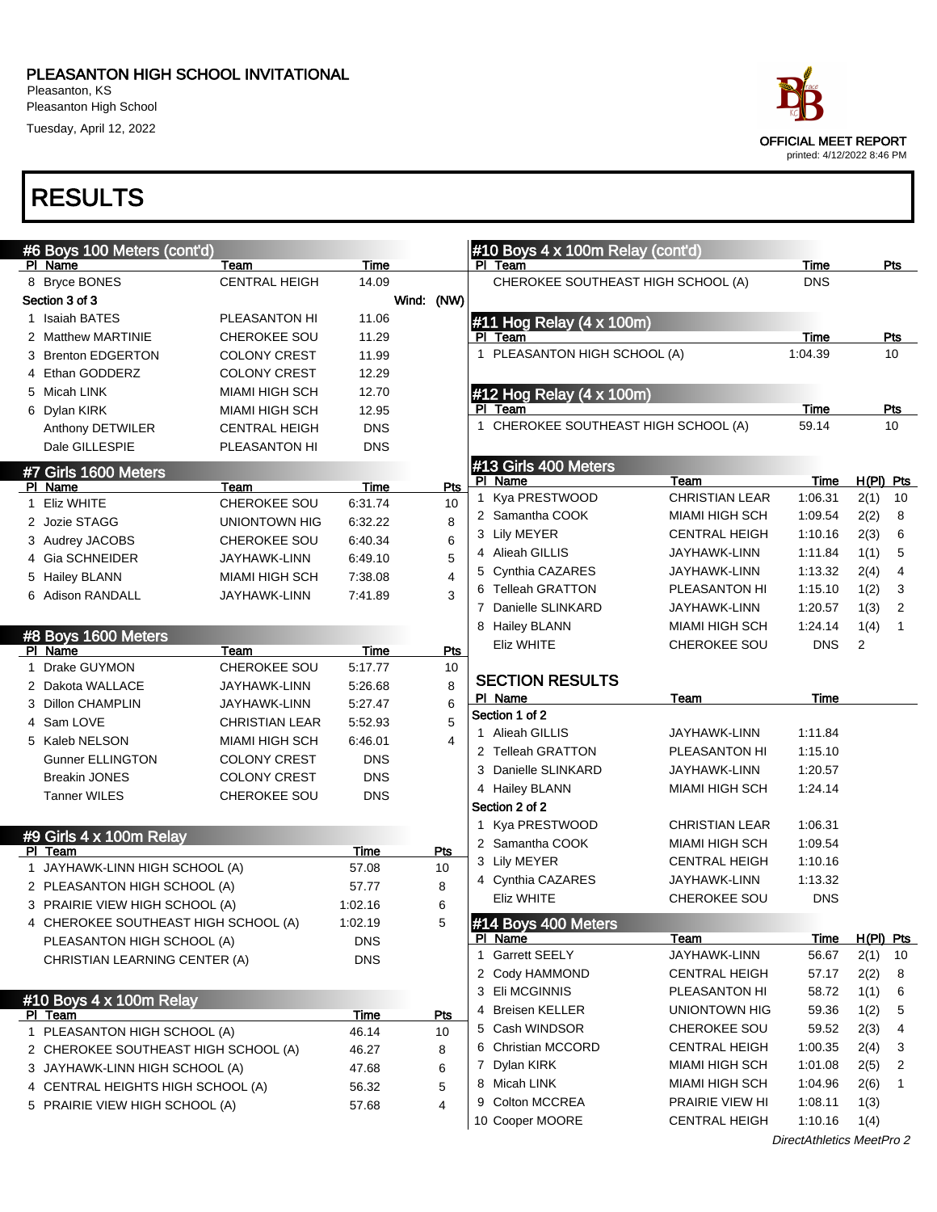# PLEASANTON HIGH SCHOOL INVITATIONAL

Pleasanton, KS
Pleasanton High School
Tuesday, April 12, 2022

OFFICIAL MEET REPORT
printed: 4/12/2022 8:46 PM

# RESULTS

## #6 Boys 100 Meters (cont'd)

| Pl | Name | Team | Time |
|---|---|---|---|
| 8 | Bryce BONES | CENTRAL HEIGH | 14.09 |

**Section 3 of 3** Wind: (NW)

| Pl | Name | Team | Time |
|---|---|---|---|
| 1 | Isaiah BATES | PLEASANTON HI | 11.06 |
| 2 | Matthew MARTINIE | CHEROKEE SOU | 11.29 |
| 3 | Brenton EDGERTON | COLONY CREST | 11.99 |
| 4 | Ethan GODDERZ | COLONY CREST | 12.29 |
| 5 | Micah LINK | MIAMI HIGH SCH | 12.70 |
| 6 | Dylan KIRK | MIAMI HIGH SCH | 12.95 |
| | Anthony DETWILER | CENTRAL HEIGH | DNS |
| | Dale GILLESPIE | PLEASANTON HI | DNS |

## #7 Girls 1600 Meters

| Pl | Name | Team | Time | Pts |
|---|---|---|---|---|
| 1 | Eliz WHITE | CHEROKEE SOU | 6:31.74 | 10 |
| 2 | Jozie STAGG | UNIONTOWN HIG | 6:32.22 | 8 |
| 3 | Audrey JACOBS | CHEROKEE SOU | 6:40.34 | 6 |
| 4 | Gia SCHNEIDER | JAYHAWK-LINN | 6:49.10 | 5 |
| 5 | Hailey BLANN | MIAMI HIGH SCH | 7:38.08 | 4 |
| 6 | Adison RANDALL | JAYHAWK-LINN | 7:41.89 | 3 |

## #8 Boys 1600 Meters

| Pl | Name | Team | Time | Pts |
|---|---|---|---|---|
| 1 | Drake GUYMON | CHEROKEE SOU | 5:17.77 | 10 |
| 2 | Dakota WALLACE | JAYHAWK-LINN | 5:26.68 | 8 |
| 3 | Dillon CHAMPLIN | JAYHAWK-LINN | 5:27.47 | 6 |
| 4 | Sam LOVE | CHRISTIAN LEAR | 5:52.93 | 5 |
| 5 | Kaleb NELSON | MIAMI HIGH SCH | 6:46.01 | 4 |
| | Gunner ELLINGTON | COLONY CREST | DNS | |
| | Breakin JONES | COLONY CREST | DNS | |
| | Tanner WILES | CHEROKEE SOU | DNS | |

## #9 Girls 4 x 100m Relay

| Pl | Team | Time | Pts |
|---|---|---|---|
| 1 | JAYHAWK-LINN HIGH SCHOOL (A) | 57.08 | 10 |
| 2 | PLEASANTON HIGH SCHOOL (A) | 57.77 | 8 |
| 3 | PRAIRIE VIEW HIGH SCHOOL (A) | 1:02.16 | 6 |
| 4 | CHEROKEE SOUTHEAST HIGH SCHOOL (A) | 1:02.19 | 5 |
| | PLEASANTON HIGH SCHOOL (A) | DNS | |
| | CHRISTIAN LEARNING CENTER (A) | DNS | |

## #10 Boys 4 x 100m Relay

| Pl | Team | Time | Pts |
|---|---|---|---|
| 1 | PLEASANTON HIGH SCHOOL (A) | 46.14 | 10 |
| 2 | CHEROKEE SOUTHEAST HIGH SCHOOL (A) | 46.27 | 8 |
| 3 | JAYHAWK-LINN HIGH SCHOOL (A) | 47.68 | 6 |
| 4 | CENTRAL HEIGHTS HIGH SCHOOL (A) | 56.32 | 5 |
| 5 | PRAIRIE VIEW HIGH SCHOOL (A) | 57.68 | 4 |
| | CHEROKEE SOUTHEAST HIGH SCHOOL (A) | DNS | |

## #11 Hog Relay (4 x 100m)

| Pl | Team | Time | Pts |
|---|---|---|---|
| 1 | PLEASANTON HIGH SCHOOL (A) | 1:04.39 | 10 |

## #12 Hog Relay (4 x 100m)

| Pl | Team | Time | Pts |
|---|---|---|---|
| 1 | CHEROKEE SOUTHEAST HIGH SCHOOL (A) | 59.14 | 10 |

## #13 Girls 400 Meters

| Pl | Name | Team | Time | H(Pl) | Pts |
|---|---|---|---|---|---|
| 1 | Kya PRESTWOOD | CHRISTIAN LEAR | 1:06.31 | 2(1) | 10 |
| 2 | Samantha COOK | MIAMI HIGH SCH | 1:09.54 | 2(2) | 8 |
| 3 | Lily MEYER | CENTRAL HEIGH | 1:10.16 | 2(3) | 6 |
| 4 | Alieah GILLIS | JAYHAWK-LINN | 1:11.84 | 1(1) | 5 |
| 5 | Cynthia CAZARES | JAYHAWK-LINN | 1:13.32 | 2(4) | 4 |
| 6 | Telleah GRATTON | PLEASANTON HI | 1:15.10 | 1(2) | 3 |
| 7 | Danielle SLINKARD | JAYHAWK-LINN | 1:20.57 | 1(3) | 2 |
| 8 | Hailey BLANN | MIAMI HIGH SCH | 1:24.14 | 1(4) | 1 |
| | Eliz WHITE | CHEROKEE SOU | DNS | 2 | |

### SECTION RESULTS

**Section 1 of 2**

| Pl | Name | Team | Time |
|---|---|---|---|
| 1 | Alieah GILLIS | JAYHAWK-LINN | 1:11.84 |
| 2 | Telleah GRATTON | PLEASANTON HI | 1:15.10 |
| 3 | Danielle SLINKARD | JAYHAWK-LINN | 1:20.57 |
| 4 | Hailey BLANN | MIAMI HIGH SCH | 1:24.14 |

**Section 2 of 2**

| Pl | Name | Team | Time |
|---|---|---|---|
| 1 | Kya PRESTWOOD | CHRISTIAN LEAR | 1:06.31 |
| 2 | Samantha COOK | MIAMI HIGH SCH | 1:09.54 |
| 3 | Lily MEYER | CENTRAL HEIGH | 1:10.16 |
| 4 | Cynthia CAZARES | JAYHAWK-LINN | 1:13.32 |
| | Eliz WHITE | CHEROKEE SOU | DNS |

## #14 Boys 400 Meters

| Pl | Name | Team | Time | H(Pl) | Pts |
|---|---|---|---|---|---|
| 1 | Garrett SEELY | JAYHAWK-LINN | 56.67 | 2(1) | 10 |
| 2 | Cody HAMMOND | CENTRAL HEIGH | 57.17 | 2(2) | 8 |
| 3 | Eli MCGINNIS | PLEASANTON HI | 58.72 | 1(1) | 6 |
| 4 | Breisen KELLER | UNIONTOWN HIG | 59.36 | 1(2) | 5 |
| 5 | Cash WINDSOR | CHEROKEE SOU | 59.52 | 2(3) | 4 |
| 6 | Christian MCCORD | CENTRAL HEIGH | 1:00.35 | 2(4) | 3 |
| 7 | Dylan KIRK | MIAMI HIGH SCH | 1:01.08 | 2(5) | 2 |
| 8 | Micah LINK | MIAMI HIGH SCH | 1:04.96 | 2(6) | 1 |
| 9 | Colton MCCREA | PRAIRIE VIEW HI | 1:08.11 | 1(3) | |
| 10 | Cooper MOORE | CENTRAL HEIGH | 1:10.16 | 1(4) | |

DirectAthletics MeetPro 2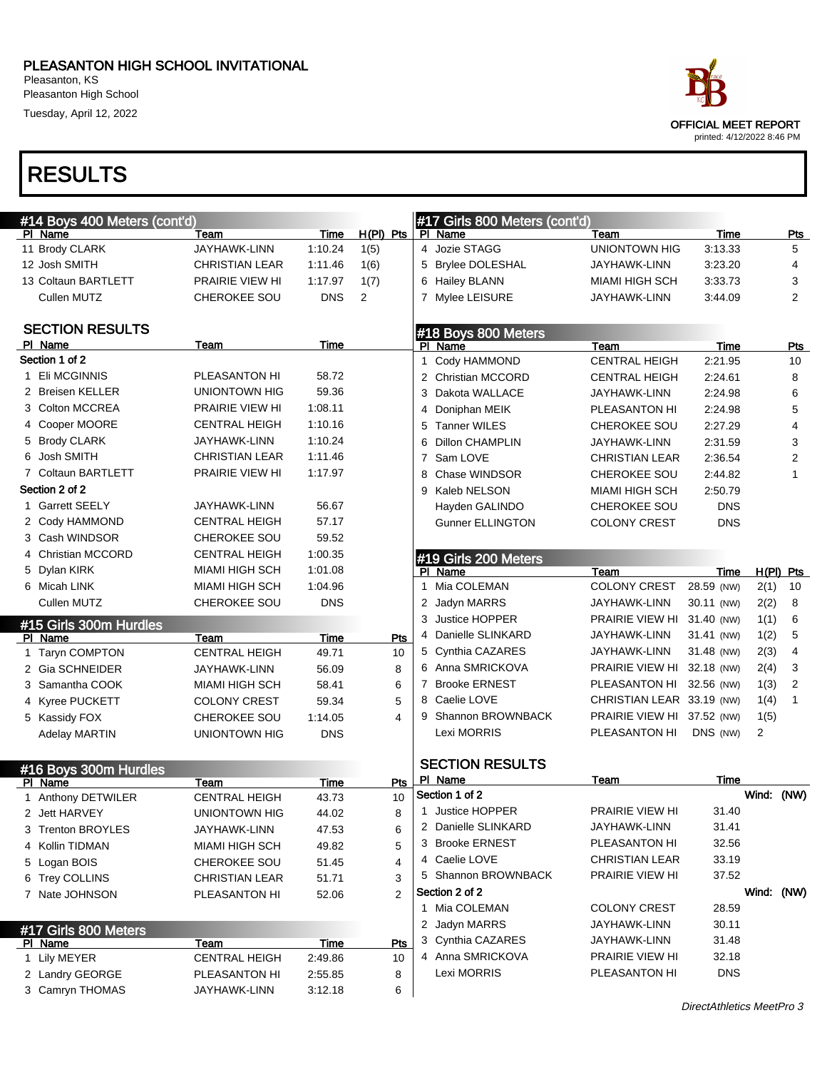# PLEASANTON HIGH SCHOOL INVITATIONAL

Pleasanton, KS
Pleasanton High School
Tuesday, April 12, 2022

OFFICIAL MEET REPORT
printed: 4/12/2022 8:46 PM

# RESULTS

## #14 Boys 400 Meters (cont'd)

| Pl | Name | Team | Time | H(Pl) | Pts |
|---|---|---|---|---|---|
| 11 | Brody CLARK | JAYHAWK-LINN | 1:10.24 | 1(5) | |
| 12 | Josh SMITH | CHRISTIAN LEAR | 1:11.46 | 1(6) | |
| 13 | Coltaun BARTLETT | PRAIRIE VIEW HI | 1:17.97 | 1(7) | |
| | Cullen MUTZ | CHEROKEE SOU | DNS | 2 | |

### SECTION RESULTS

| Pl | Name | Team | Time |
|---|---|---|---|
| **Section 1 of 2** | | | |
| 1 | Eli MCGINNIS | PLEASANTON HI | 58.72 |
| 2 | Breisen KELLER | UNIONTOWN HIG | 59.36 |
| 3 | Colton MCCREA | PRAIRIE VIEW HI | 1:08.11 |
| 4 | Cooper MOORE | CENTRAL HEIGH | 1:10.16 |
| 5 | Brody CLARK | JAYHAWK-LINN | 1:10.24 |
| 6 | Josh SMITH | CHRISTIAN LEAR | 1:11.46 |
| 7 | Coltaun BARTLETT | PRAIRIE VIEW HI | 1:17.97 |
| **Section 2 of 2** | | | |
| 1 | Garrett SEELY | JAYHAWK-LINN | 56.67 |
| 2 | Cody HAMMOND | CENTRAL HEIGH | 57.17 |
| 3 | Cash WINDSOR | CHEROKEE SOU | 59.52 |
| 4 | Christian MCCORD | CENTRAL HEIGH | 1:00.35 |
| 5 | Dylan KIRK | MIAMI HIGH SCH | 1:01.08 |
| 6 | Micah LINK | MIAMI HIGH SCH | 1:04.96 |
| | Cullen MUTZ | CHEROKEE SOU | DNS |

## #15 Girls 300m Hurdles

| Pl | Name | Team | Time | Pts |
|---|---|---|---|---|
| 1 | Taryn COMPTON | CENTRAL HEIGH | 49.71 | 10 |
| 2 | Gia SCHNEIDER | JAYHAWK-LINN | 56.09 | 8 |
| 3 | Samantha COOK | MIAMI HIGH SCH | 58.41 | 6 |
| 4 | Kyree PUCKETT | COLONY CREST | 59.34 | 5 |
| 5 | Kassidy FOX | CHEROKEE SOU | 1:14.05 | 4 |
| | Adelay MARTIN | UNIONTOWN HIG | DNS | |

## #16 Boys 300m Hurdles

| Pl | Name | Team | Time | Pts |
|---|---|---|---|---|
| 1 | Anthony DETWILER | CENTRAL HEIGH | 43.73 | 10 |
| 2 | Jett HARVEY | UNIONTOWN HIG | 44.02 | 8 |
| 3 | Trenton BROYLES | JAYHAWK-LINN | 47.53 | 6 |
| 4 | Kollin TIDMAN | MIAMI HIGH SCH | 49.82 | 5 |
| 5 | Logan BOIS | CHEROKEE SOU | 51.45 | 4 |
| 6 | Trey COLLINS | CHRISTIAN LEAR | 51.71 | 3 |
| 7 | Nate JOHNSON | PLEASANTON HI | 52.06 | 2 |

## #17 Girls 800 Meters

| Pl | Name | Team | Time | Pts |
|---|---|---|---|---|
| 1 | Lily MEYER | CENTRAL HEIGH | 2:49.86 | 10 |
| 2 | Landry GEORGE | PLEASANTON HI | 2:55.85 | 8 |
| 3 | Camryn THOMAS | JAYHAWK-LINN | 3:12.18 | 6 |
| 4 | Jozie STAGG | UNIONTOWN HIG | 3:13.33 | 5 |
| 5 | Brylee DOLESHAL | JAYHAWK-LINN | 3:23.20 | 4 |
| 6 | Hailey BLANN | MIAMI HIGH SCH | 3:33.73 | 3 |
| 7 | Mylee LEISURE | JAYHAWK-LINN | 3:44.09 | 2 |

## #18 Boys 800 Meters

| Pl | Name | Team | Time | Pts |
|---|---|---|---|---|
| 1 | Cody HAMMOND | CENTRAL HEIGH | 2:21.95 | 10 |
| 2 | Christian MCCORD | CENTRAL HEIGH | 2:24.61 | 8 |
| 3 | Dakota WALLACE | JAYHAWK-LINN | 2:24.98 | 6 |
| 4 | Doniphan MEIK | PLEASANTON HI | 2:24.98 | 5 |
| 5 | Tanner WILES | CHEROKEE SOU | 2:27.29 | 4 |
| 6 | Dillon CHAMPLIN | JAYHAWK-LINN | 2:31.59 | 3 |
| 7 | Sam LOVE | CHRISTIAN LEAR | 2:36.54 | 2 |
| 8 | Chase WINDSOR | CHEROKEE SOU | 2:44.82 | 1 |
| 9 | Kaleb NELSON | MIAMI HIGH SCH | 2:50.79 | |
| | Hayden GALINDO | CHEROKEE SOU | DNS | |
| | Gunner ELLINGTON | COLONY CREST | DNS | |

## #19 Girls 200 Meters

| Pl | Name | Team | Time | H(Pl) | Pts |
|---|---|---|---|---|---|
| 1 | Mia COLEMAN | COLONY CREST | 28.59 (NW) | 2(1) | 10 |
| 2 | Jadyn MARRS | JAYHAWK-LINN | 30.11 (NW) | 2(2) | 8 |
| 3 | Justice HOPPER | PRAIRIE VIEW HI | 31.40 (NW) | 1(1) | 6 |
| 4 | Danielle SLINKARD | JAYHAWK-LINN | 31.41 (NW) | 1(2) | 5 |
| 5 | Cynthia CAZARES | JAYHAWK-LINN | 31.48 (NW) | 2(3) | 4 |
| 6 | Anna SMRICKOVA | PRAIRIE VIEW HI | 32.18 (NW) | 2(4) | 3 |
| 7 | Brooke ERNEST | PLEASANTON HI | 32.56 (NW) | 1(3) | 2 |
| 8 | Caelie LOVE | CHRISTIAN LEAR | 33.19 (NW) | 1(4) | 1 |
| 9 | Shannon BROWNBACK | PRAIRIE VIEW HI | 37.52 (NW) | 1(5) | |
| | Lexi MORRIS | PLEASANTON HI | DNS (NW) | 2 | |

### SECTION RESULTS

| Pl | Name | Team | Time |
|---|---|---|---|
| **Section 1 of 2** | | | Wind: (NW) |
| 1 | Justice HOPPER | PRAIRIE VIEW HI | 31.40 |
| 2 | Danielle SLINKARD | JAYHAWK-LINN | 31.41 |
| 3 | Brooke ERNEST | PLEASANTON HI | 32.56 |
| 4 | Caelie LOVE | CHRISTIAN LEAR | 33.19 |
| 5 | Shannon BROWNBACK | PRAIRIE VIEW HI | 37.52 |
| **Section 2 of 2** | | | Wind: (NW) |
| 1 | Mia COLEMAN | COLONY CREST | 28.59 |
| 2 | Jadyn MARRS | JAYHAWK-LINN | 30.11 |
| 3 | Cynthia CAZARES | JAYHAWK-LINN | 31.48 |
| 4 | Anna SMRICKOVA | PRAIRIE VIEW HI | 32.18 |
| | Lexi MORRIS | PLEASANTON HI | DNS |

*DirectAthletics MeetPro 3*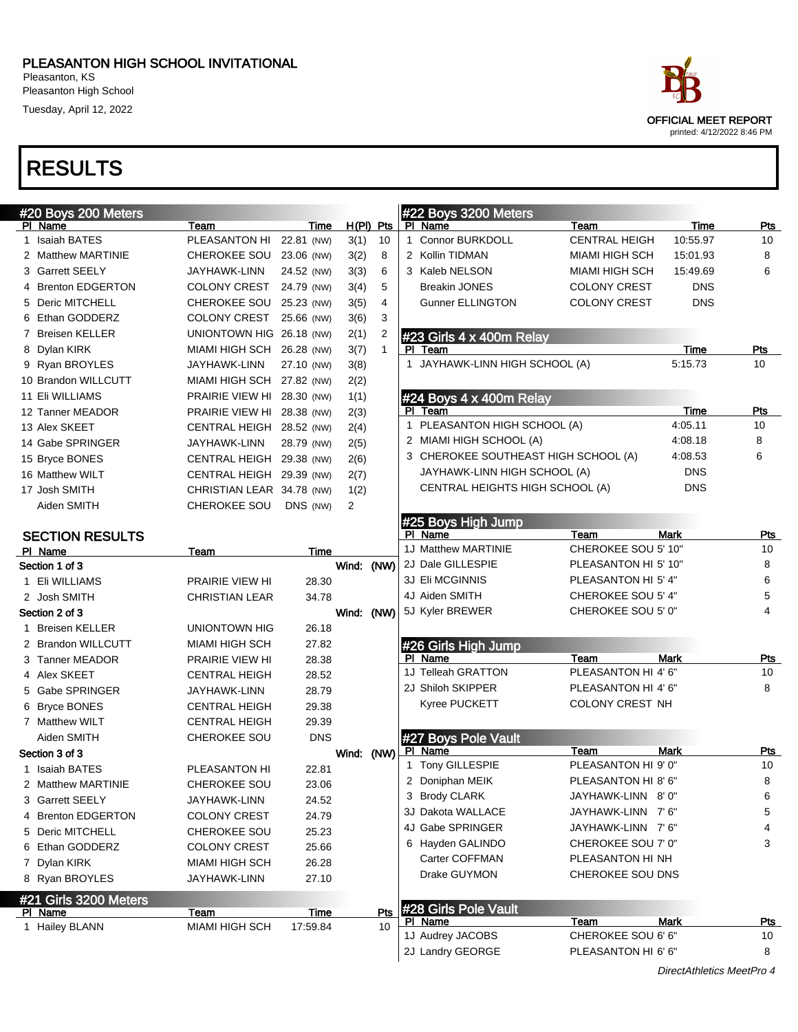# PLEASANTON HIGH SCHOOL INVITATIONAL

Pleasanton, KS
Pleasanton High School
Tuesday, April 12, 2022

OFFICIAL MEET REPORT
printed: 4/12/2022 8:46 PM

# RESULTS

## #20 Boys 200 Meters

| Pl | Name | Team | Time | | H(Pl) | Pts |
|---|---|---|---|---|---|---|
| 1 | Isaiah BATES | PLEASANTON HI | 22.81 | (NW) | 3(1) | 10 |
| 2 | Matthew MARTINIE | CHEROKEE SOU | 23.06 | (NW) | 3(2) | 8 |
| 3 | Garrett SEELY | JAYHAWK-LINN | 24.52 | (NW) | 3(3) | 6 |
| 4 | Brenton EDGERTON | COLONY CREST | 24.79 | (NW) | 3(4) | 5 |
| 5 | Deric MITCHELL | CHEROKEE SOU | 25.23 | (NW) | 3(5) | 4 |
| 6 | Ethan GODDERZ | COLONY CREST | 25.66 | (NW) | 3(6) | 3 |
| 7 | Breisen KELLER | UNIONTOWN HIG | 26.18 | (NW) | 2(1) | 2 |
| 8 | Dylan KIRK | MIAMI HIGH SCH | 26.28 | (NW) | 3(7) | 1 |
| 9 | Ryan BROYLES | JAYHAWK-LINN | 27.10 | (NW) | 3(8) | |
| 10 | Brandon WILLCUTT | MIAMI HIGH SCH | 27.82 | (NW) | 2(2) | |
| 11 | Eli WILLIAMS | PRAIRIE VIEW HI | 28.30 | (NW) | 1(1) | |
| 12 | Tanner MEADOR | PRAIRIE VIEW HI | 28.38 | (NW) | 2(3) | |
| 13 | Alex SKEET | CENTRAL HEIGH | 28.52 | (NW) | 2(4) | |
| 14 | Gabe SPRINGER | JAYHAWK-LINN | 28.79 | (NW) | 2(5) | |
| 15 | Bryce BONES | CENTRAL HEIGH | 29.38 | (NW) | 2(6) | |
| 16 | Matthew WILT | CENTRAL HEIGH | 29.39 | (NW) | 2(7) | |
| 17 | Josh SMITH | CHRISTIAN LEAR | 34.78 | (NW) | 1(2) | |
| | Aiden SMITH | CHEROKEE SOU | DNS | (NW) | 2 | |

## SECTION RESULTS

| Pl | Name | Team | Time |
|---|---|---|---|
| **Section 1 of 3** | | | Wind: (NW) |
| 1 | Eli WILLIAMS | PRAIRIE VIEW HI | 28.30 |
| 2 | Josh SMITH | CHRISTIAN LEAR | 34.78 |
| **Section 2 of 3** | | | Wind: (NW) |
| 1 | Breisen KELLER | UNIONTOWN HIG | 26.18 |
| 2 | Brandon WILLCUTT | MIAMI HIGH SCH | 27.82 |
| 3 | Tanner MEADOR | PRAIRIE VIEW HI | 28.38 |
| 4 | Alex SKEET | CENTRAL HEIGH | 28.52 |
| 5 | Gabe SPRINGER | JAYHAWK-LINN | 28.79 |
| 6 | Bryce BONES | CENTRAL HEIGH | 29.38 |
| 7 | Matthew WILT | CENTRAL HEIGH | 29.39 |
| | Aiden SMITH | CHEROKEE SOU | DNS |
| **Section 3 of 3** | | | Wind: (NW) |
| 1 | Isaiah BATES | PLEASANTON HI | 22.81 |
| 2 | Matthew MARTINIE | CHEROKEE SOU | 23.06 |
| 3 | Garrett SEELY | JAYHAWK-LINN | 24.52 |
| 4 | Brenton EDGERTON | COLONY CREST | 24.79 |
| 5 | Deric MITCHELL | CHEROKEE SOU | 25.23 |
| 6 | Ethan GODDERZ | COLONY CREST | 25.66 |
| 7 | Dylan KIRK | MIAMI HIGH SCH | 26.28 |
| 8 | Ryan BROYLES | JAYHAWK-LINN | 27.10 |

## #21 Girls 3200 Meters

| Pl | Name | Team | Time | Pts |
|---|---|---|---|---|
| 1 | Hailey BLANN | MIAMI HIGH SCH | 17:59.84 | 10 |

## #22 Boys 3200 Meters

| Pl | Name | Team | Time | Pts |
|---|---|---|---|---|
| 1 | Connor BURKDOLL | CENTRAL HEIGH | 10:55.97 | 10 |
| 2 | Kollin TIDMAN | MIAMI HIGH SCH | 15:01.93 | 8 |
| 3 | Kaleb NELSON | MIAMI HIGH SCH | 15:49.69 | 6 |
| | Breakin JONES | COLONY CREST | DNS | |
| | Gunner ELLINGTON | COLONY CREST | DNS | |

## #23 Girls 4 x 400m Relay

| Pl | Team | Time | Pts |
|---|---|---|---|
| 1 | JAYHAWK-LINN HIGH SCHOOL (A) | 5:15.73 | 10 |

## #24 Boys 4 x 400m Relay

| Pl | Team | Time | Pts |
|---|---|---|---|
| 1 | PLEASANTON HIGH SCHOOL (A) | 4:05.11 | 10 |
| 2 | MIAMI HIGH SCHOOL (A) | 4:08.18 | 8 |
| 3 | CHEROKEE SOUTHEAST HIGH SCHOOL (A) | 4:08.53 | 6 |
| | JAYHAWK-LINN HIGH SCHOOL (A) | DNS | |
| | CENTRAL HEIGHTS HIGH SCHOOL (A) | DNS | |

## #25 Boys High Jump

| Pl | Name | Team | Mark | Pts |
|---|---|---|---|---|
| 1J | Matthew MARTINIE | CHEROKEE SOU | 5' 10" | 10 |
| 2J | Dale GILLESPIE | PLEASANTON HI | 5' 10" | 8 |
| 3J | Eli MCGINNIS | PLEASANTON HI | 5' 4" | 6 |
| 4J | Aiden SMITH | CHEROKEE SOU | 5' 4" | 5 |
| 5J | Kyler BREWER | CHEROKEE SOU | 5' 0" | 4 |

## #26 Girls High Jump

| Pl | Name | Team | Mark | Pts |
|---|---|---|---|---|
| 1J | Telleah GRATTON | PLEASANTON HI | 4' 6" | 10 |
| 2J | Shiloh SKIPPER | PLEASANTON HI | 4' 6" | 8 |
| | Kyree PUCKETT | COLONY CREST | NH | |

## #27 Boys Pole Vault

| Pl | Name | Team | Mark | Pts |
|---|---|---|---|---|
| 1 | Tony GILLESPIE | PLEASANTON HI | 9' 0" | 10 |
| 2 | Doniphan MEIK | PLEASANTON HI | 8' 6" | 8 |
| 3 | Brody CLARK | JAYHAWK-LINN | 8' 0" | 6 |
| 3J | Dakota WALLACE | JAYHAWK-LINN | 7' 6" | 5 |
| 4J | Gabe SPRINGER | JAYHAWK-LINN | 7' 6" | 4 |
| 6 | Hayden GALINDO | CHEROKEE SOU | 7' 0" | 3 |
| | Carter COFFMAN | PLEASANTON HI | NH | |
| | Drake GUYMON | CHEROKEE SOU | DNS | |

## #28 Girls Pole Vault

| Pl | Name | Team | Mark | Pts |
|---|---|---|---|---|
| 1J | Audrey JACOBS | CHEROKEE SOU | 6' 6" | 10 |
| 2J | Landry GEORGE | PLEASANTON HI | 6' 6" | 8 |

*DirectAthletics MeetPro 4*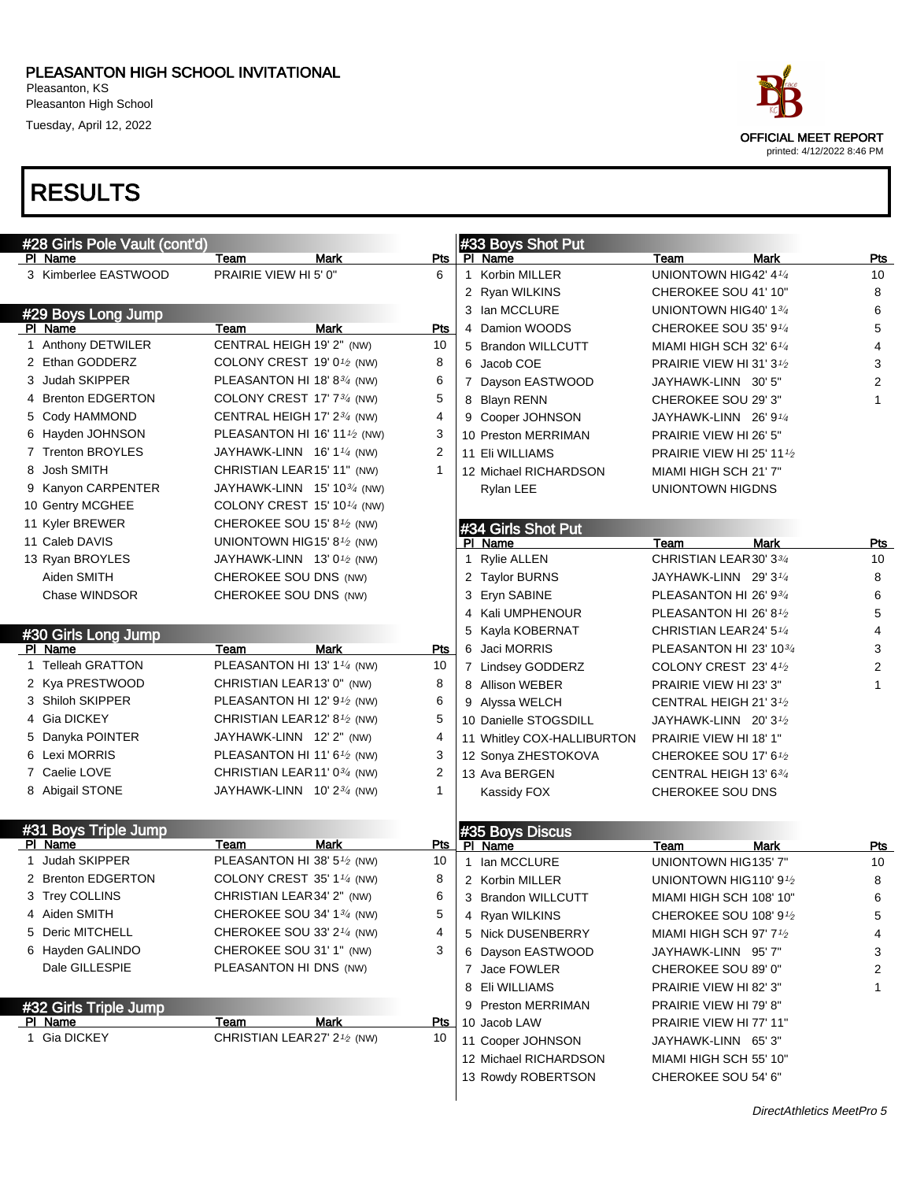# PLEASANTON HIGH SCHOOL INVITATIONAL

Pleasanton, KS
Pleasanton High School
Tuesday, April 12, 2022

OFFICIAL MEET REPORT
printed: 4/12/2022 8:46 PM

## RESULTS

### #28 Girls Pole Vault (cont'd)

| Pl | Name | Team | Mark | Pts |
|---|---|---|---|---|
| 3 | Kimberlee EASTWOOD | PRAIRIE VIEW HI | 5' 0" | 6 |

### #29 Boys Long Jump

| Pl | Name | Team | Mark | Pts |
|---|---|---|---|---|
| 1 | Anthony DETWILER | CENTRAL HEIGH | 19' 2" (NW) | 10 |
| 2 | Ethan GODDERZ | COLONY CREST | 19' 0½ (NW) | 8 |
| 3 | Judah SKIPPER | PLEASANTON HI | 18' 8¾ (NW) | 6 |
| 4 | Brenton EDGERTON | COLONY CREST | 17' 7¾ (NW) | 5 |
| 5 | Cody HAMMOND | CENTRAL HEIGH | 17' 2¾ (NW) | 4 |
| 6 | Hayden JOHNSON | PLEASANTON HI | 16' 11½ (NW) | 3 |
| 7 | Trenton BROYLES | JAYHAWK-LINN | 16' 1¼ (NW) | 2 |
| 8 | Josh SMITH | CHRISTIAN LEAR | 15' 11" (NW) | 1 |
| 9 | Kanyon CARPENTER | JAYHAWK-LINN | 15' 10¾ (NW) | |
| 10 | Gentry MCGHEE | COLONY CREST | 15' 10¼ (NW) | |
| 11 | Kyler BREWER | CHEROKEE SOU | 15' 8½ (NW) | |
| 11 | Caleb DAVIS | UNIONTOWN HIG | 15' 8½ (NW) | |
| 13 | Ryan BROYLES | JAYHAWK-LINN | 13' 0½ (NW) | |
| | Aiden SMITH | CHEROKEE SOU | DNS (NW) | |
| | Chase WINDSOR | CHEROKEE SOU | DNS (NW) | |

### #30 Girls Long Jump

| Pl | Name | Team | Mark | Pts |
|---|---|---|---|---|
| 1 | Telleah GRATTON | PLEASANTON HI | 13' 1¼ (NW) | 10 |
| 2 | Kya PRESTWOOD | CHRISTIAN LEAR | 13' 0" (NW) | 8 |
| 3 | Shiloh SKIPPER | PLEASANTON HI | 12' 9½ (NW) | 6 |
| 4 | Gia DICKEY | CHRISTIAN LEAR | 12' 8½ (NW) | 5 |
| 5 | Danyka POINTER | JAYHAWK-LINN | 12' 2" (NW) | 4 |
| 6 | Lexi MORRIS | PLEASANTON HI | 11' 6½ (NW) | 3 |
| 7 | Caelie LOVE | CHRISTIAN LEAR | 11' 0¾ (NW) | 2 |
| 8 | Abigail STONE | JAYHAWK-LINN | 10' 2¾ (NW) | 1 |

### #31 Boys Triple Jump

| Pl | Name | Team | Mark | Pts |
|---|---|---|---|---|
| 1 | Judah SKIPPER | PLEASANTON HI | 38' 5½ (NW) | 10 |
| 2 | Brenton EDGERTON | COLONY CREST | 35' 1¼ (NW) | 8 |
| 3 | Trey COLLINS | CHRISTIAN LEAR | 34' 2" (NW) | 6 |
| 4 | Aiden SMITH | CHEROKEE SOU | 34' 1¾ (NW) | 5 |
| 5 | Deric MITCHELL | CHEROKEE SOU | 33' 2¼ (NW) | 4 |
| 6 | Hayden GALINDO | CHEROKEE SOU | 31' 1" (NW) | 3 |
| | Dale GILLESPIE | PLEASANTON HI | DNS (NW) | |

### #32 Girls Triple Jump

| Pl | Name | Team | Mark | Pts |
|---|---|---|---|---|
| 1 | Gia DICKEY | CHRISTIAN LEAR | 27' 2½ (NW) | 10 |

### #33 Boys Shot Put

| Pl | Name | Team | Mark | Pts |
|---|---|---|---|---|
| 1 | Korbin MILLER | UNIONTOWN HIG | 42' 4¼ | 10 |
| 2 | Ryan WILKINS | CHEROKEE SOU | 41' 10" | 8 |
| 3 | Ian MCCLURE | UNIONTOWN HIG | 40' 1¾ | 6 |
| 4 | Damion WOODS | CHEROKEE SOU | 35' 9¼ | 5 |
| 5 | Brandon WILLCUTT | MIAMI HIGH SCH | 32' 6¼ | 4 |
| 6 | Jacob COE | PRAIRIE VIEW HI | 31' 3½ | 3 |
| 7 | Dayson EASTWOOD | JAYHAWK-LINN | 30' 5" | 2 |
| 8 | Blayn RENN | CHEROKEE SOU | 29' 3" | 1 |
| 9 | Cooper JOHNSON | JAYHAWK-LINN | 26' 9¼ | |
| 10 | Preston MERRIMAN | PRAIRIE VIEW HI | 26' 5" | |
| 11 | Eli WILLIAMS | PRAIRIE VIEW HI | 25' 11½ | |
| 12 | Michael RICHARDSON | MIAMI HIGH SCH | 21' 7" | |
| | Rylan LEE | UNIONTOWN HIG | DNS | |

### #34 Girls Shot Put

| Pl | Name | Team | Mark | Pts |
|---|---|---|---|---|
| 1 | Rylie ALLEN | CHRISTIAN LEAR | 30' 3¾ | 10 |
| 2 | Taylor BURNS | JAYHAWK-LINN | 29' 3¼ | 8 |
| 3 | Eryn SABINE | PLEASANTON HI | 26' 9¾ | 6 |
| 4 | Kali UMPHENOUR | PLEASANTON HI | 26' 8½ | 5 |
| 5 | Kayla KOBERNAT | CHRISTIAN LEAR | 24' 5¼ | 4 |
| 6 | Jaci MORRIS | PLEASANTON HI | 23' 10¾ | 3 |
| 7 | Lindsey GODDERZ | COLONY CREST | 23' 4½ | 2 |
| 8 | Allison WEBER | PRAIRIE VIEW HI | 23' 3" | 1 |
| 9 | Alyssa WELCH | CENTRAL HEIGH | 21' 3½ | |
| 10 | Danielle STOGSDILL | JAYHAWK-LINN | 20' 3½ | |
| 11 | Whitley COX-HALLIBURTON | PRAIRIE VIEW HI | 18' 1" | |
| 12 | Sonya ZHESTOKOVA | CHEROKEE SOU | 17' 6½ | |
| 13 | Ava BERGEN | CENTRAL HEIGH | 13' 6¾ | |
| | Kassidy FOX | CHEROKEE SOU | DNS | |

### #35 Boys Discus

| Pl | Name | Team | Mark | Pts |
|---|---|---|---|---|
| 1 | Ian MCCLURE | UNIONTOWN HIG | 135' 7" | 10 |
| 2 | Korbin MILLER | UNIONTOWN HIG | 110' 9½ | 8 |
| 3 | Brandon WILLCUTT | MIAMI HIGH SCH | 108' 10" | 6 |
| 4 | Ryan WILKINS | CHEROKEE SOU | 108' 9½ | 5 |
| 5 | Nick DUSENBERRY | MIAMI HIGH SCH | 97' 7½ | 4 |
| 6 | Dayson EASTWOOD | JAYHAWK-LINN | 95' 7" | 3 |
| 7 | Jace FOWLER | CHEROKEE SOU | 89' 0" | 2 |
| 8 | Eli WILLIAMS | PRAIRIE VIEW HI | 82' 3" | 1 |
| 9 | Preston MERRIMAN | PRAIRIE VIEW HI | 79' 8" | |
| 10 | Jacob LAW | PRAIRIE VIEW HI | 77' 11" | |
| 11 | Cooper JOHNSON | JAYHAWK-LINN | 65' 3" | |
| 12 | Michael RICHARDSON | MIAMI HIGH SCH | 55' 10" | |
| 13 | Rowdy ROBERTSON | CHEROKEE SOU | 54' 6" | |

*DirectAthletics MeetPro 5*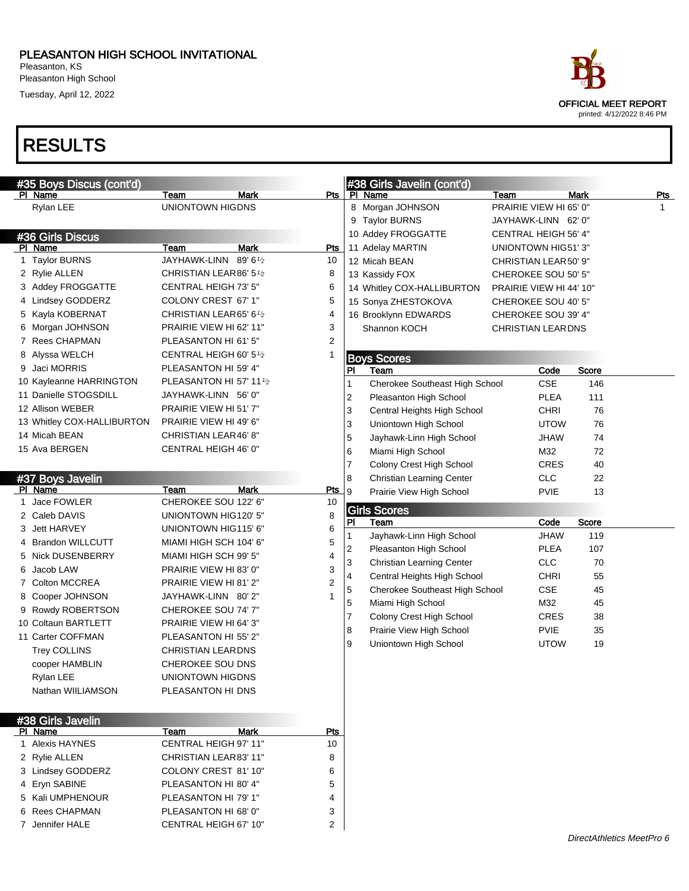PLEASANTON HIGH SCHOOL INVITATIONAL
Pleasanton, KS
Pleasanton High School
Tuesday, April 12, 2022

OFFICIAL MEET REPORT
printed: 4/12/2022 8:46 PM

# RESULTS

## #35 Boys Discus (cont'd)

| Pl | Name | Team | Mark | Pts |
|---|---|---|---|---|
| | Rylan LEE | UNIONTOWN HIG | DNS | |

## #36 Girls Discus

| Pl | Name | Team | Mark | Pts |
|---|---|---|---|---|
| 1 | Taylor BURNS | JAYHAWK-LINN | 89' 6½ | 10 |
| 2 | Rylie ALLEN | CHRISTIAN LEAR | 86' 5½ | 8 |
| 3 | Addey FROGGATTE | CENTRAL HEIGH | 73' 5" | 6 |
| 4 | Lindsey GODDERZ | COLONY CREST | 67' 1" | 5 |
| 5 | Kayla KOBERNAT | CHRISTIAN LEAR | 65' 6½ | 4 |
| 6 | Morgan JOHNSON | PRAIRIE VIEW HI | 62' 11" | 3 |
| 7 | Rees CHAPMAN | PLEASANTON HI | 61' 5" | 2 |
| 8 | Alyssa WELCH | CENTRAL HEIGH | 60' 5½ | 1 |
| 9 | Jaci MORRIS | PLEASANTON HI | 59' 4" | |
| 10 | Kayleanne HARRINGTON | PLEASANTON HI | 57' 11½ | |
| 11 | Danielle STOGSDILL | JAYHAWK-LINN | 56' 0" | |
| 12 | Allison WEBER | PRAIRIE VIEW HI | 51' 7" | |
| 13 | Whitley COX-HALLIBURTON | PRAIRIE VIEW HI | 49' 6" | |
| 14 | Micah BEAN | CHRISTIAN LEAR | 46' 8" | |
| 15 | Ava BERGEN | CENTRAL HEIGH | 46' 0" | |

## #37 Boys Javelin

| Pl | Name | Team | Mark | Pts |
|---|---|---|---|---|
| 1 | Jace FOWLER | CHEROKEE SOU | 122' 6" | 10 |
| 2 | Caleb DAVIS | UNIONTOWN HIG | 120' 5" | 8 |
| 3 | Jett HARVEY | UNIONTOWN HIG | 115' 6" | 6 |
| 4 | Brandon WILLCUTT | MIAMI HIGH SCH | 104' 6" | 5 |
| 5 | Nick DUSENBERRY | MIAMI HIGH SCH | 99' 5" | 4 |
| 6 | Jacob LAW | PRAIRIE VIEW HI | 83' 0" | 3 |
| 7 | Colton MCCREA | PRAIRIE VIEW HI | 81' 2" | 2 |
| 8 | Cooper JOHNSON | JAYHAWK-LINN | 80' 2" | 1 |
| 9 | Rowdy ROBERTSON | CHEROKEE SOU | 74' 7" | |
| 10 | Coltaun BARTLETT | PRAIRIE VIEW HI | 64' 3" | |
| 11 | Carter COFFMAN | PLEASANTON HI | 55' 2" | |
| | Trey COLLINS | CHRISTIAN LEAR | DNS | |
| | cooper HAMBLIN | CHEROKEE SOU | DNS | |
| | Rylan LEE | UNIONTOWN HIG | DNS | |
| | Nathan WIILIAMSON | PLEASANTON HI | DNS | |

## #38 Girls Javelin

| Pl | Name | Team | Mark | Pts |
|---|---|---|---|---|
| 1 | Alexis HAYNES | CENTRAL HEIGH | 97' 11" | 10 |
| 2 | Rylie ALLEN | CHRISTIAN LEAR | 83' 11" | 8 |
| 3 | Lindsey GODDERZ | COLONY CREST | 81' 10" | 6 |
| 4 | Eryn SABINE | PLEASANTON HI | 80' 4" | 5 |
| 5 | Kali UMPHENOUR | PLEASANTON HI | 79' 1" | 4 |
| 6 | Rees CHAPMAN | PLEASANTON HI | 68' 0" | 3 |
| 7 | Jennifer HALE | CENTRAL HEIGH | 67' 10" | 2 |
| 8 | Morgan JOHNSON | PRAIRIE VIEW HI | 65' 0" | 1 |
| 9 | Taylor BURNS | JAYHAWK-LINN | 62' 0" | |
| 10 | Addey FROGGATTE | CENTRAL HEIGH | 56' 4" | |
| 11 | Adelay MARTIN | UNIONTOWN HIG | 51' 3" | |
| 12 | Micah BEAN | CHRISTIAN LEAR | 50' 9" | |
| 13 | Kassidy FOX | CHEROKEE SOU | 50' 5" | |
| 14 | Whitley COX-HALLIBURTON | PRAIRIE VIEW HI | 44' 10" | |
| 15 | Sonya ZHESTOKOVA | CHEROKEE SOU | 40' 5" | |
| 16 | Brooklynn EDWARDS | CHEROKEE SOU | 39' 4" | |
| | Shannon KOCH | CHRISTIAN LEAR | DNS | |

## Boys Scores

| Pl | Team | Code | Score |
|---|---|---|---|
| 1 | Cherokee Southeast High School | CSE | 146 |
| 2 | Pleasanton High School | PLEA | 111 |
| 3 | Central Heights High School | CHRI | 76 |
| 3 | Uniontown High School | UTOW | 76 |
| 5 | Jayhawk-Linn High School | JHAW | 74 |
| 6 | Miami High School | M32 | 72 |
| 7 | Colony Crest High School | CRES | 40 |
| 8 | Christian Learning Center | CLC | 22 |
| 9 | Prairie View High School | PVIE | 13 |

## Girls Scores

| Pl | Team | Code | Score |
|---|---|---|---|
| 1 | Jayhawk-Linn High School | JHAW | 119 |
| 2 | Pleasanton High School | PLEA | 107 |
| 3 | Christian Learning Center | CLC | 70 |
| 4 | Central Heights High School | CHRI | 55 |
| 5 | Cherokee Southeast High School | CSE | 45 |
| 5 | Miami High School | M32 | 45 |
| 7 | Colony Crest High School | CRES | 38 |
| 8 | Prairie View High School | PVIE | 35 |
| 9 | Uniontown High School | UTOW | 19 |

*DirectAthletics MeetPro 6*